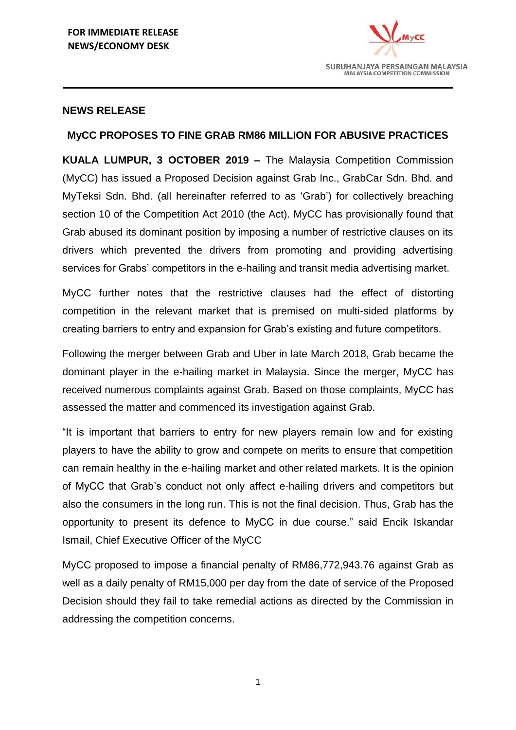**FOR IMMEDIATE RELEASE**
**NEWS/ECONOMY DESK**

SURUHANJAYA PERSAINGAN MALAYSIA
MALAYSIA COMPETITION COMMISSION

## NEWS RELEASE

### MyCC PROPOSES TO FINE GRAB RM86 MILLION FOR ABUSIVE PRACTICES

**KUALA LUMPUR, 3 OCTOBER 2019 –** The Malaysia Competition Commission (MyCC) has issued a Proposed Decision against Grab Inc., GrabCar Sdn. Bhd. and MyTeksi Sdn. Bhd. (all hereinafter referred to as 'Grab') for collectively breaching section 10 of the Competition Act 2010 (the Act). MyCC has provisionally found that Grab abused its dominant position by imposing a number of restrictive clauses on its drivers which prevented the drivers from promoting and providing advertising services for Grabs' competitors in the e-hailing and transit media advertising market.

MyCC further notes that the restrictive clauses had the effect of distorting competition in the relevant market that is premised on multi-sided platforms by creating barriers to entry and expansion for Grab's existing and future competitors.

Following the merger between Grab and Uber in late March 2018, Grab became the dominant player in the e-hailing market in Malaysia. Since the merger, MyCC has received numerous complaints against Grab. Based on those complaints, MyCC has assessed the matter and commenced its investigation against Grab.

"It is important that barriers to entry for new players remain low and for existing players to have the ability to grow and compete on merits to ensure that competition can remain healthy in the e-hailing market and other related markets. It is the opinion of MyCC that Grab's conduct not only affect e-hailing drivers and competitors but also the consumers in the long run. This is not the final decision. Thus, Grab has the opportunity to present its defence to MyCC in due course." said Encik Iskandar Ismail, Chief Executive Officer of the MyCC

MyCC proposed to impose a financial penalty of RM86,772,943.76 against Grab as well as a daily penalty of RM15,000 per day from the date of service of the Proposed Decision should they fail to take remedial actions as directed by the Commission in addressing the competition concerns.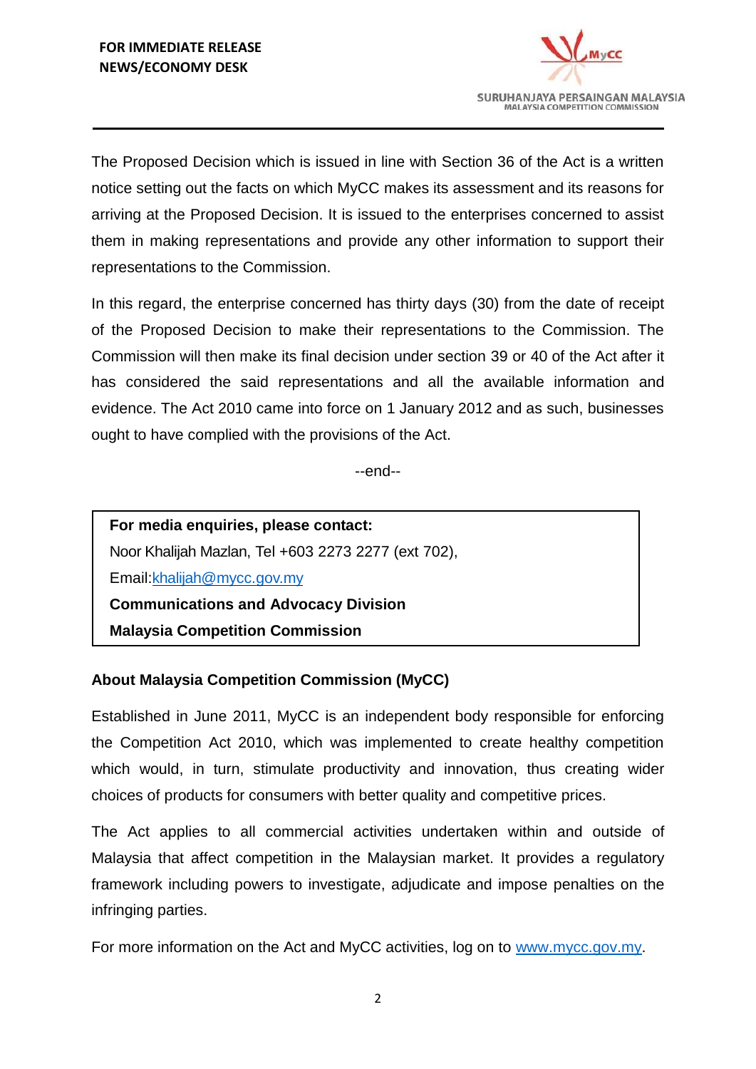The Proposed Decision which is issued in line with Section 36 of the Act is a written notice setting out the facts on which MyCC makes its assessment and its reasons for arriving at the Proposed Decision. It is issued to the enterprises concerned to assist them in making representations and provide any other information to support their representations to the Commission.

In this regard, the enterprise concerned has thirty days (30) from the date of receipt of the Proposed Decision to make their representations to the Commission. The Commission will then make its final decision under section 39 or 40 of the Act after it has considered the said representations and all the available information and evidence. The Act 2010 came into force on 1 January 2012 and as such, businesses ought to have complied with the provisions of the Act.

--end--

**For media enquiries, please contact:**
Noor Khalijah Mazlan, Tel +603 2273 2277 (ext 702),
Email:khalijah@mycc.gov.my
**Communications and Advocacy Division**
**Malaysia Competition Commission**

**About Malaysia Competition Commission (MyCC)**

Established in June 2011, MyCC is an independent body responsible for enforcing the Competition Act 2010, which was implemented to create healthy competition which would, in turn, stimulate productivity and innovation, thus creating wider choices of products for consumers with better quality and competitive prices.

The Act applies to all commercial activities undertaken within and outside of Malaysia that affect competition in the Malaysian market. It provides a regulatory framework including powers to investigate, adjudicate and impose penalties on the infringing parties.

For more information on the Act and MyCC activities, log on to www.mycc.gov.my.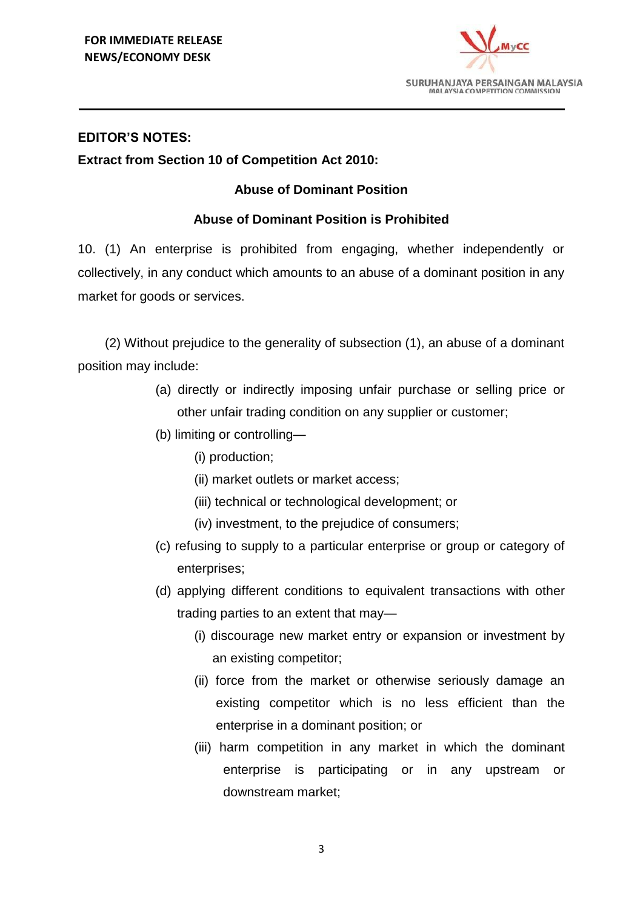**EDITOR'S NOTES:**

**Extract from Section 10 of Competition Act 2010:**

### Abuse of Dominant Position

### Abuse of Dominant Position is Prohibited

10. (1) An enterprise is prohibited from engaging, whether independently or collectively, in any conduct which amounts to an abuse of a dominant position in any market for goods or services.

(2) Without prejudice to the generality of subsection (1), an abuse of a dominant position may include:

- (a) directly or indirectly imposing unfair purchase or selling price or other unfair trading condition on any supplier or customer;
- (b) limiting or controlling—
  - (i) production;
  - (ii) market outlets or market access;
  - (iii) technical or technological development; or
  - (iv) investment, to the prejudice of consumers;
- (c) refusing to supply to a particular enterprise or group or category of enterprises;
- (d) applying different conditions to equivalent transactions with other trading parties to an extent that may—
  - (i) discourage new market entry or expansion or investment by an existing competitor;
  - (ii) force from the market or otherwise seriously damage an existing competitor which is no less efficient than the enterprise in a dominant position; or
  - (iii) harm competition in any market in which the dominant enterprise is participating or in any upstream or downstream market;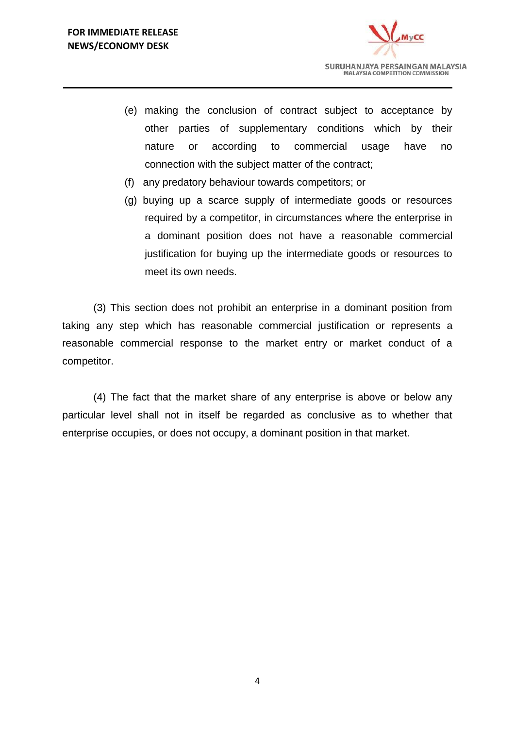(e) making the conclusion of contract subject to acceptance by other parties of supplementary conditions which by their nature or according to commercial usage have no connection with the subject matter of the contract;

(f) any predatory behaviour towards competitors; or

(g) buying up a scarce supply of intermediate goods or resources required by a competitor, in circumstances where the enterprise in a dominant position does not have a reasonable commercial justification for buying up the intermediate goods or resources to meet its own needs.

(3) This section does not prohibit an enterprise in a dominant position from taking any step which has reasonable commercial justification or represents a reasonable commercial response to the market entry or market conduct of a competitor.

(4) The fact that the market share of any enterprise is above or below any particular level shall not in itself be regarded as conclusive as to whether that enterprise occupies, or does not occupy, a dominant position in that market.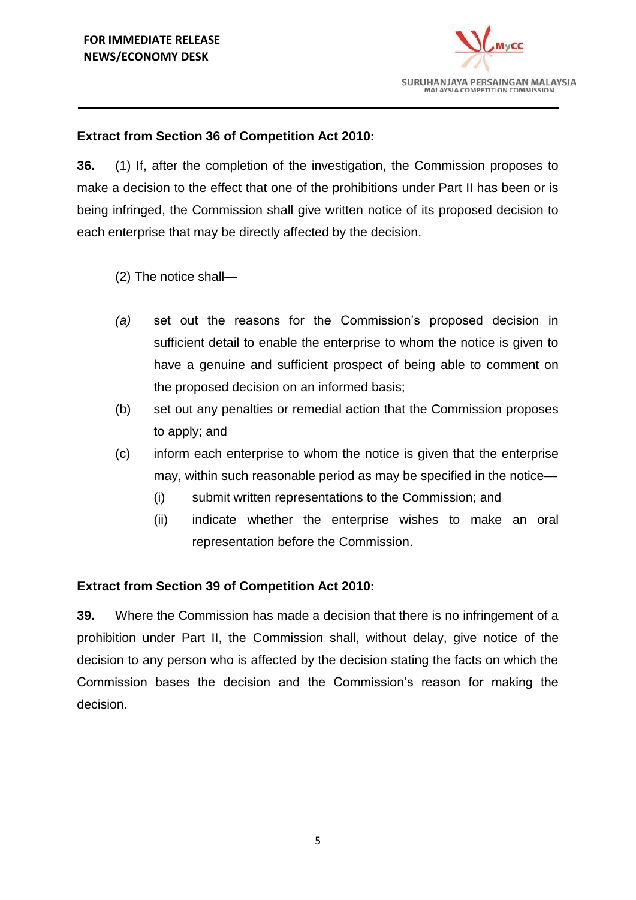**Extract from Section 36 of Competition Act 2010:**

**36.** (1) If, after the completion of the investigation, the Commission proposes to make a decision to the effect that one of the prohibitions under Part II has been or is being infringed, the Commission shall give written notice of its proposed decision to each enterprise that may be directly affected by the decision.

(2) The notice shall—

*(a)* set out the reasons for the Commission's proposed decision in sufficient detail to enable the enterprise to whom the notice is given to have a genuine and sufficient prospect of being able to comment on the proposed decision on an informed basis;

(b) set out any penalties or remedial action that the Commission proposes to apply; and

(c) inform each enterprise to whom the notice is given that the enterprise may, within such reasonable period as may be specified in the notice—

(i) submit written representations to the Commission; and

(ii) indicate whether the enterprise wishes to make an oral representation before the Commission.

**Extract from Section 39 of Competition Act 2010:**

**39.** Where the Commission has made a decision that there is no infringement of a prohibition under Part II, the Commission shall, without delay, give notice of the decision to any person who is affected by the decision stating the facts on which the Commission bases the decision and the Commission's reason for making the decision.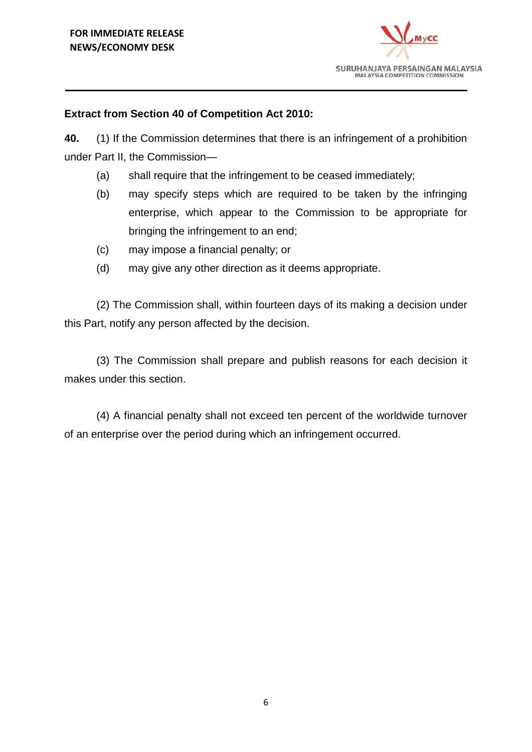**Extract from Section 40 of Competition Act 2010:**

**40.** (1) If the Commission determines that there is an infringement of a prohibition under Part II, the Commission—

(a) shall require that the infringement to be ceased immediately;

(b) may specify steps which are required to be taken by the infringing enterprise, which appear to the Commission to be appropriate for bringing the infringement to an end;

(c) may impose a financial penalty; or

(d) may give any other direction as it deems appropriate.

(2) The Commission shall, within fourteen days of its making a decision under this Part, notify any person affected by the decision.

(3) The Commission shall prepare and publish reasons for each decision it makes under this section.

(4) A financial penalty shall not exceed ten percent of the worldwide turnover of an enterprise over the period during which an infringement occurred.